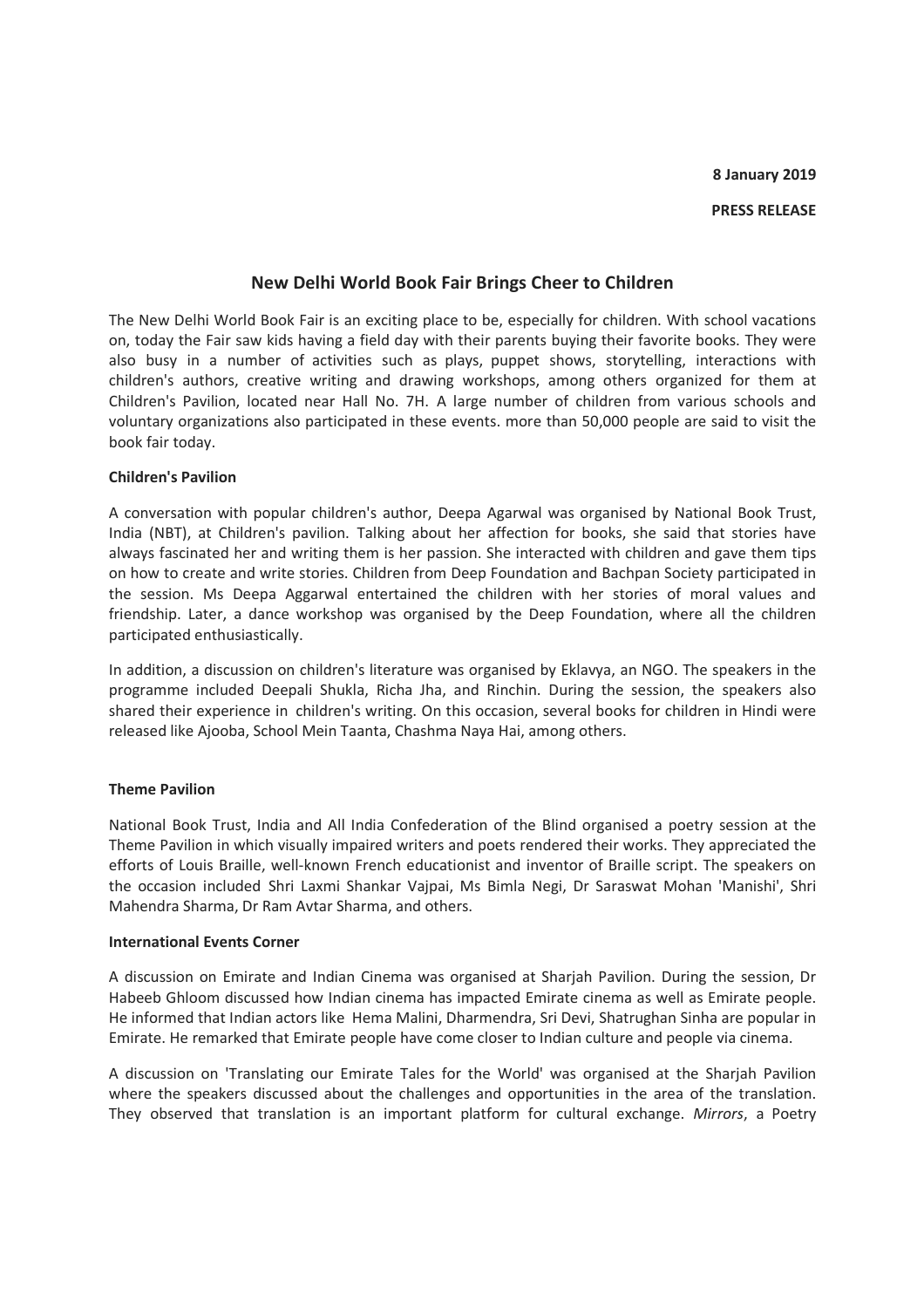**8 January 2019**

**PRESS RELEASE**

## New Delhi World Book Fair Brings Cheer to Children

The New Delhi World Book Fair is an exciting place to be, especially for children. With school vacations on, today the Fair saw kids having a field day with their parents buying their favorite books. They were also busy in a number of activities such as plays, puppet shows, storytelling, interactions with children's authors, creative writing and drawing workshops, among others organized for them at Children's Pavilion, located near Hall No. 7H. A large number of children from various schools and voluntary organizations also participated in these events. more than 50,000 people are said to visit the book fair today.

**Children's Pavilion**

A conversation with popular children's author, Deepa Agarwal was organised by National Book Trust, India (NBT), at Children's pavilion. Talking about her affection for books, she said that stories have always fascinated her and writing them is her passion. She interacted with children and gave them tips on how to create and write stories. Children from Deep Foundation and Bachpan Society participated in the session. Ms Deepa Aggarwal entertained the children with her stories of moral values and friendship. Later, a dance workshop was organised by the Deep Foundation, where all the children participated enthusiastically.

In addition, a discussion on children's literature was organised by Eklavya, an NGO. The speakers in the programme included Deepali Shukla, Richa Jha, and Rinchin. During the session, the speakers also shared their experience in children's writing. On this occasion, several books for children in Hindi were released like Ajooba, School Mein Taanta, Chashma Naya Hai, among others.

**Theme Pavilion**

National Book Trust, India and All India Confederation of the Blind organised a poetry session at the Theme Pavilion in which visually impaired writers and poets rendered their works. They appreciated the efforts of Louis Braille, well-known French educationist and inventor of Braille script. The speakers on the occasion included Shri Laxmi Shankar Vajpai, Ms Bimla Negi, Dr Saraswat Mohan 'Manishi', Shri Mahendra Sharma, Dr Ram Avtar Sharma, and others.

**International Events Corner**

A discussion on Emirate and Indian Cinema was organised at Sharjah Pavilion. During the session, Dr Habeeb Ghloom discussed how Indian cinema has impacted Emirate cinema as well as Emirate people. He informed that Indian actors like Hema Malini, Dharmendra, Sri Devi, Shatrughan Sinha are popular in Emirate. He remarked that Emirate people have come closer to Indian culture and people via cinema.

A discussion on 'Translating our Emirate Tales for the World' was organised at the Sharjah Pavilion where the speakers discussed about the challenges and opportunities in the area of the translation. They observed that translation is an important platform for cultural exchange. *Mirrors*, a Poetry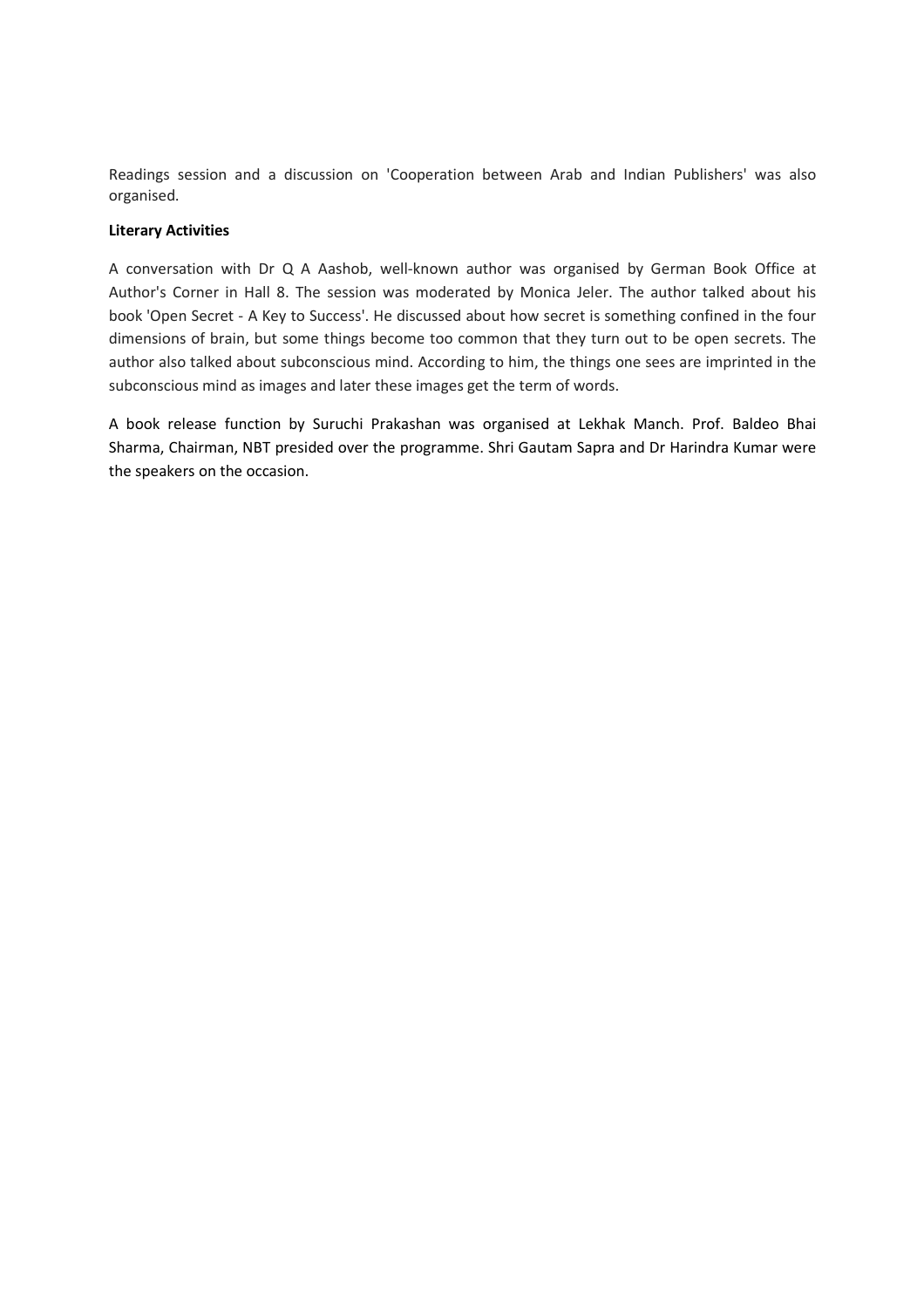Readings session and a discussion on 'Cooperation between Arab and Indian Publishers' was also organised.

**Literary Activities**

A conversation with Dr Q A Aashob, well-known author was organised by German Book Office at Author's Corner in Hall 8. The session was moderated by Monica Jeler. The author talked about his book 'Open Secret - A Key to Success'. He discussed about how secret is something confined in the four dimensions of brain, but some things become too common that they turn out to be open secrets. The author also talked about subconscious mind. According to him, the things one sees are imprinted in the subconscious mind as images and later these images get the term of words.

A book release function by Suruchi Prakashan was organised at Lekhak Manch. Prof. Baldeo Bhai Sharma, Chairman, NBT presided over the programme. Shri Gautam Sapra and Dr Harindra Kumar were the speakers on the occasion.